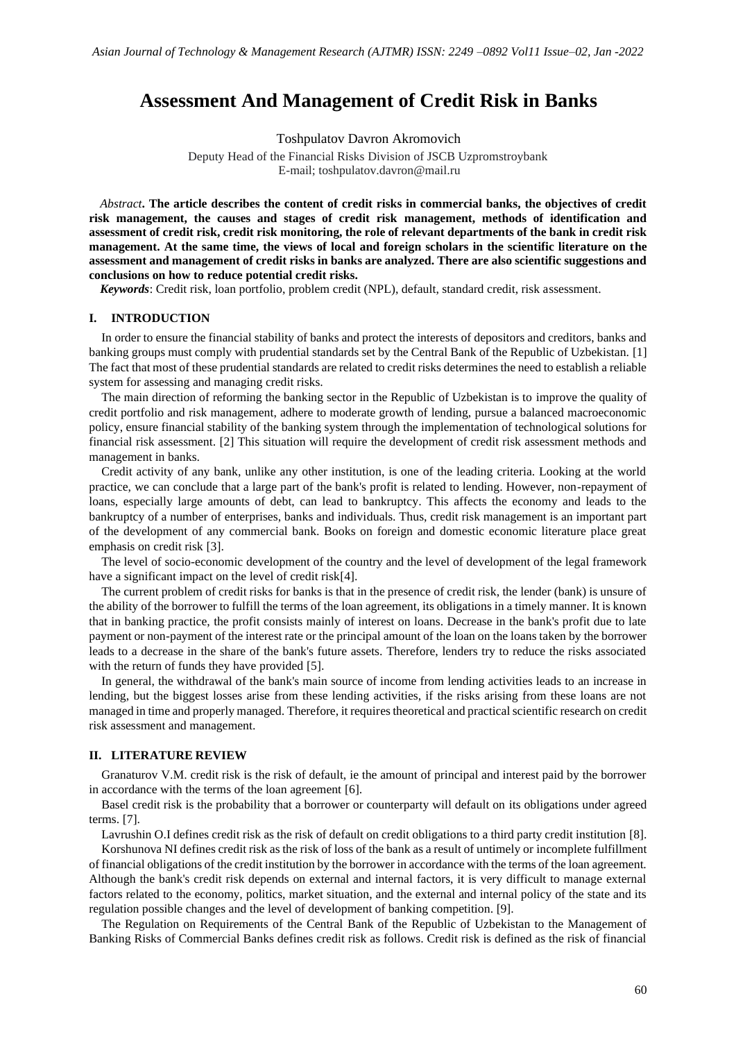# Assessment And Management of Credit Risk in Banks

Toshpulatov Davron Akromovich

Deputy Head of the Financial Risks Division of JSCB Uzpromstroybank
E-mail; toshpulatov.davron@mail.ru

*Abstract*. **The article describes the content of credit risks in commercial banks, the objectives of credit risk management, the causes and stages of credit risk management, methods of identification and assessment of credit risk, credit risk monitoring, the role of relevant departments of the bank in credit risk management. At the same time, the views of local and foreign scholars in the scientific literature on the assessment and management of credit risks in banks are analyzed. There are also scientific suggestions and conclusions on how to reduce potential credit risks.**

***Keywords***: Credit risk, loan portfolio, problem credit (NPL), default, standard credit, risk assessment.

## I. INTRODUCTION

In order to ensure the financial stability of banks and protect the interests of depositors and creditors, banks and banking groups must comply with prudential standards set by the Central Bank of the Republic of Uzbekistan. [1] The fact that most of these prudential standards are related to credit risks determines the need to establish a reliable system for assessing and managing credit risks.

The main direction of reforming the banking sector in the Republic of Uzbekistan is to improve the quality of credit portfolio and risk management, adhere to moderate growth of lending, pursue a balanced macroeconomic policy, ensure financial stability of the banking system through the implementation of technological solutions for financial risk assessment. [2] This situation will require the development of credit risk assessment methods and management in banks.

Credit activity of any bank, unlike any other institution, is one of the leading criteria. Looking at the world practice, we can conclude that a large part of the bank's profit is related to lending. However, non-repayment of loans, especially large amounts of debt, can lead to bankruptcy. This affects the economy and leads to the bankruptcy of a number of enterprises, banks and individuals. Thus, credit risk management is an important part of the development of any commercial bank. Books on foreign and domestic economic literature place great emphasis on credit risk [3].

The level of socio-economic development of the country and the level of development of the legal framework have a significant impact on the level of credit risk[4].

The current problem of credit risks for banks is that in the presence of credit risk, the lender (bank) is unsure of the ability of the borrower to fulfill the terms of the loan agreement, its obligations in a timely manner. It is known that in banking practice, the profit consists mainly of interest on loans. Decrease in the bank's profit due to late payment or non-payment of the interest rate or the principal amount of the loan on the loans taken by the borrower leads to a decrease in the share of the bank's future assets. Therefore, lenders try to reduce the risks associated with the return of funds they have provided [5].

In general, the withdrawal of the bank's main source of income from lending activities leads to an increase in lending, but the biggest losses arise from these lending activities, if the risks arising from these loans are not managed in time and properly managed. Therefore, it requires theoretical and practical scientific research on credit risk assessment and management.

## II. LITERATURE REVIEW

Granaturov V.M. credit risk is the risk of default, ie the amount of principal and interest paid by the borrower in accordance with the terms of the loan agreement [6].

Basel credit risk is the probability that a borrower or counterparty will default on its obligations under agreed terms. [7].

Lavrushin O.I defines credit risk as the risk of default on credit obligations to a third party credit institution [8].

Korshunova NI defines credit risk as the risk of loss of the bank as a result of untimely or incomplete fulfillment of financial obligations of the credit institution by the borrower in accordance with the terms of the loan agreement. Although the bank's credit risk depends on external and internal factors, it is very difficult to manage external factors related to the economy, politics, market situation, and the external and internal policy of the state and its regulation possible changes and the level of development of banking competition. [9].

The Regulation on Requirements of the Central Bank of the Republic of Uzbekistan to the Management of Banking Risks of Commercial Banks defines credit risk as follows. Credit risk is defined as the risk of financial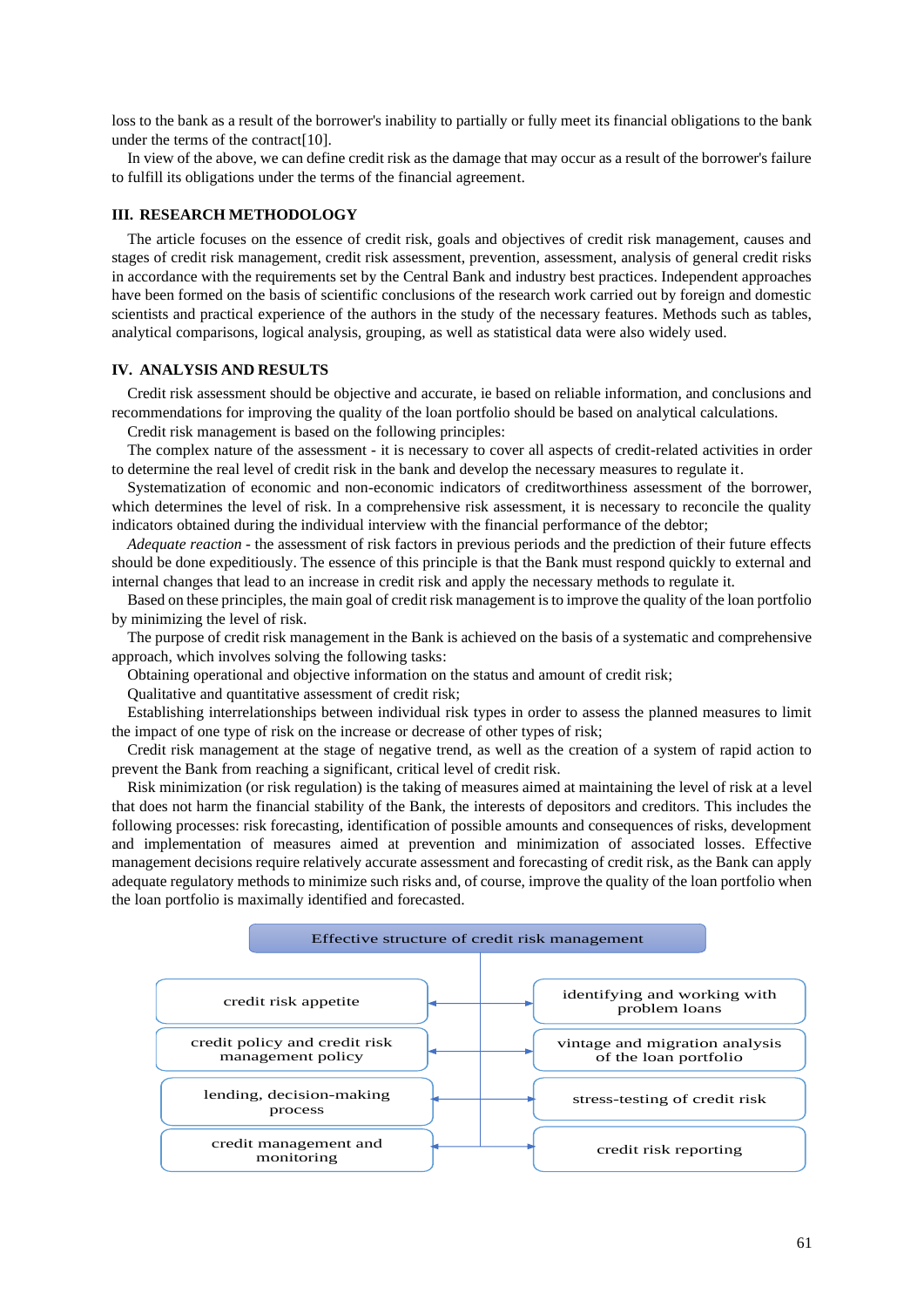loss to the bank as a result of the borrower's inability to partially or fully meet its financial obligations to the bank under the terms of the contract[10].

In view of the above, we can define credit risk as the damage that may occur as a result of the borrower's failure to fulfill its obligations under the terms of the financial agreement.

## III. RESEARCH METHODOLOGY

The article focuses on the essence of credit risk, goals and objectives of credit risk management, causes and stages of credit risk management, credit risk assessment, prevention, assessment, analysis of general credit risks in accordance with the requirements set by the Central Bank and industry best practices. Independent approaches have been formed on the basis of scientific conclusions of the research work carried out by foreign and domestic scientists and practical experience of the authors in the study of the necessary features. Methods such as tables, analytical comparisons, logical analysis, grouping, as well as statistical data were also widely used.

## IV. ANALYSIS AND RESULTS

Credit risk assessment should be objective and accurate, ie based on reliable information, and conclusions and recommendations for improving the quality of the loan portfolio should be based on analytical calculations.

Credit risk management is based on the following principles:

The complex nature of the assessment - it is necessary to cover all aspects of credit-related activities in order to determine the real level of credit risk in the bank and develop the necessary measures to regulate it.

Systematization of economic and non-economic indicators of creditworthiness assessment of the borrower, which determines the level of risk. In a comprehensive risk assessment, it is necessary to reconcile the quality indicators obtained during the individual interview with the financial performance of the debtor;

*Adequate reaction* - the assessment of risk factors in previous periods and the prediction of their future effects should be done expeditiously. The essence of this principle is that the Bank must respond quickly to external and internal changes that lead to an increase in credit risk and apply the necessary methods to regulate it.

Based on these principles, the main goal of credit risk management is to improve the quality of the loan portfolio by minimizing the level of risk.

The purpose of credit risk management in the Bank is achieved on the basis of a systematic and comprehensive approach, which involves solving the following tasks:

Obtaining operational and objective information on the status and amount of credit risk;

Qualitative and quantitative assessment of credit risk;

Establishing interrelationships between individual risk types in order to assess the planned measures to limit the impact of one type of risk on the increase or decrease of other types of risk;

Credit risk management at the stage of negative trend, as well as the creation of a system of rapid action to prevent the Bank from reaching a significant, critical level of credit risk.

Risk minimization (or risk regulation) is the taking of measures aimed at maintaining the level of risk at a level that does not harm the financial stability of the Bank, the interests of depositors and creditors. This includes the following processes: risk forecasting, identification of possible amounts and consequences of risks, development and implementation of measures aimed at prevention and minimization of associated losses. Effective management decisions require relatively accurate assessment and forecasting of credit risk, as the Bank can apply adequate regulatory methods to minimize such risks and, of course, improve the quality of the loan portfolio when the loan portfolio is maximally identified and forecasted.

**Effective structure of credit risk management**

- credit risk appetite
- credit policy and credit risk management policy
- lending, decision-making process
- credit management and monitoring
- identifying and working with problem loans
- vintage and migration analysis of the loan portfolio
- stress-testing of credit risk
- credit risk reporting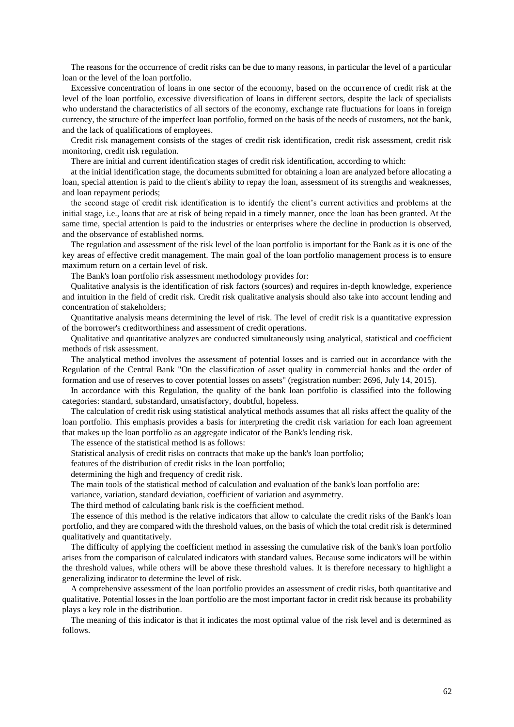The reasons for the occurrence of credit risks can be due to many reasons, in particular the level of a particular loan or the level of the loan portfolio.

Excessive concentration of loans in one sector of the economy, based on the occurrence of credit risk at the level of the loan portfolio, excessive diversification of loans in different sectors, despite the lack of specialists who understand the characteristics of all sectors of the economy, exchange rate fluctuations for loans in foreign currency, the structure of the imperfect loan portfolio, formed on the basis of the needs of customers, not the bank, and the lack of qualifications of employees.

Credit risk management consists of the stages of credit risk identification, credit risk assessment, credit risk monitoring, credit risk regulation.

There are initial and current identification stages of credit risk identification, according to which:

at the initial identification stage, the documents submitted for obtaining a loan are analyzed before allocating a loan, special attention is paid to the client's ability to repay the loan, assessment of its strengths and weaknesses, and loan repayment periods;

the second stage of credit risk identification is to identify the client's current activities and problems at the initial stage, i.e., loans that are at risk of being repaid in a timely manner, once the loan has been granted. At the same time, special attention is paid to the industries or enterprises where the decline in production is observed, and the observance of established norms.

The regulation and assessment of the risk level of the loan portfolio is important for the Bank as it is one of the key areas of effective credit management. The main goal of the loan portfolio management process is to ensure maximum return on a certain level of risk.

The Bank's loan portfolio risk assessment methodology provides for:

Qualitative analysis is the identification of risk factors (sources) and requires in-depth knowledge, experience and intuition in the field of credit risk. Credit risk qualitative analysis should also take into account lending and concentration of stakeholders;

Quantitative analysis means determining the level of risk. The level of credit risk is a quantitative expression of the borrower's creditworthiness and assessment of credit operations.

Qualitative and quantitative analyzes are conducted simultaneously using analytical, statistical and coefficient methods of risk assessment.

The analytical method involves the assessment of potential losses and is carried out in accordance with the Regulation of the Central Bank "On the classification of asset quality in commercial banks and the order of formation and use of reserves to cover potential losses on assets" (registration number: 2696, July 14, 2015).

In accordance with this Regulation, the quality of the bank loan portfolio is classified into the following categories: standard, substandard, unsatisfactory, doubtful, hopeless.

The calculation of credit risk using statistical analytical methods assumes that all risks affect the quality of the loan portfolio. This emphasis provides a basis for interpreting the credit risk variation for each loan agreement that makes up the loan portfolio as an aggregate indicator of the Bank's lending risk.

The essence of the statistical method is as follows:

Statistical analysis of credit risks on contracts that make up the bank's loan portfolio;

features of the distribution of credit risks in the loan portfolio;

determining the high and frequency of credit risk.

The main tools of the statistical method of calculation and evaluation of the bank's loan portfolio are:

variance, variation, standard deviation, coefficient of variation and asymmetry.

The third method of calculating bank risk is the coefficient method.

The essence of this method is the relative indicators that allow to calculate the credit risks of the Bank's loan portfolio, and they are compared with the threshold values, on the basis of which the total credit risk is determined qualitatively and quantitatively.

The difficulty of applying the coefficient method in assessing the cumulative risk of the bank's loan portfolio arises from the comparison of calculated indicators with standard values. Because some indicators will be within the threshold values, while others will be above these threshold values. It is therefore necessary to highlight a generalizing indicator to determine the level of risk.

A comprehensive assessment of the loan portfolio provides an assessment of credit risks, both quantitative and qualitative. Potential losses in the loan portfolio are the most important factor in credit risk because its probability plays a key role in the distribution.

The meaning of this indicator is that it indicates the most optimal value of the risk level and is determined as follows.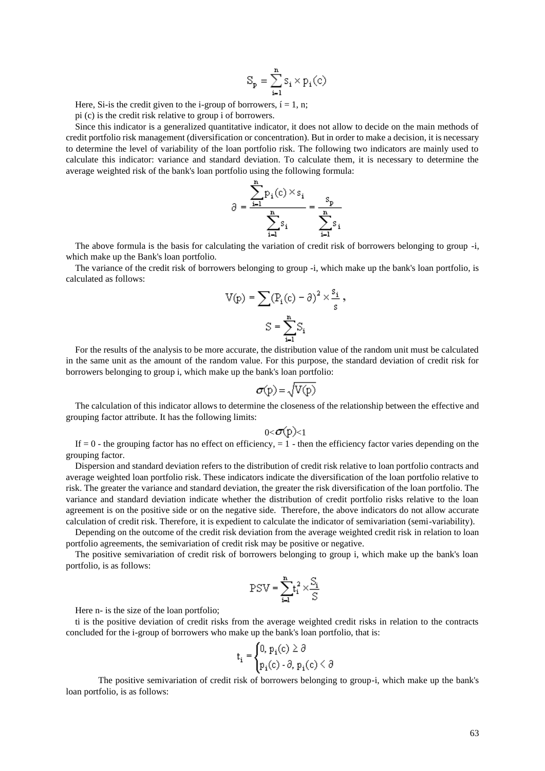$$S_p = \sum_{i=1}^{n} s_i \times p_i(c)$$

Here, Si-is the credit given to the i-group of borrowers, í = 1, n;

pi (c) is the credit risk relative to group i of borrowers.

Since this indicator is a generalized quantitative indicator, it does not allow to decide on the main methods of credit portfolio risk management (diversification or concentration). But in order to make a decision, it is necessary to determine the level of variability of the loan portfolio risk. The following two indicators are mainly used to calculate this indicator: variance and standard deviation. To calculate them, it is necessary to determine the average weighted risk of the bank's loan portfolio using the following formula:

$$\partial = \frac{\sum_{i=1}^{n} p_i(c) \times s_i}{\sum_{i=1}^{n} s_i} = \frac{s_p}{\sum_{i=1}^{n} s_i}$$

The above formula is the basis for calculating the variation of credit risk of borrowers belonging to group -i, which make up the Bank's loan portfolio.

The variance of the credit risk of borrowers belonging to group -i, which make up the bank's loan portfolio, is calculated as follows:

$$V(p) = \sum (P_i(c) - \partial)^2 \times \frac{s_i}{s},$$

$$S = \sum_{i=1}^{n} S_i$$

For the results of the analysis to be more accurate, the distribution value of the random unit must be calculated in the same unit as the amount of the random value. For this purpose, the standard deviation of credit risk for borrowers belonging to group i, which make up the bank's loan portfolio:

$$\sigma(p) = \sqrt{V(p)}$$

The calculation of this indicator allows to determine the closeness of the relationship between the effective and grouping factor attribute. It has the following limits:

$$0 < \sigma(p) < 1$$

If = 0 - the grouping factor has no effect on efficiency, = 1 - then the efficiency factor varies depending on the grouping factor.

Dispersion and standard deviation refers to the distribution of credit risk relative to loan portfolio contracts and average weighted loan portfolio risk. These indicators indicate the diversification of the loan portfolio relative to risk. The greater the variance and standard deviation, the greater the risk diversification of the loan portfolio. The variance and standard deviation indicate whether the distribution of credit portfolio risks relative to the loan agreement is on the positive side or on the negative side. Therefore, the above indicators do not allow accurate calculation of credit risk. Therefore, it is expedient to calculate the indicator of semivariation (semi-variability).

Depending on the outcome of the credit risk deviation from the average weighted credit risk in relation to loan portfolio agreements, the semivariation of credit risk may be positive or negative.

The positive semivariation of credit risk of borrowers belonging to group i, which make up the bank's loan portfolio, is as follows:

$$PSV = \sum_{i=1}^{n} t_i^2 \times \frac{S_i}{S}$$

Here n- is the size of the loan portfolio;

ti is the positive deviation of credit risks from the average weighted credit risks in relation to the contracts concluded for the i-group of borrowers who make up the bank's loan portfolio, that is:

$$t_i = \begin{cases} 0, \; p_i(c) \geq \partial \\ p_i(c) - \partial, \; p_i(c) < \partial \end{cases}$$

The positive semivariation of credit risk of borrowers belonging to group-i, which make up the bank's loan portfolio, is as follows: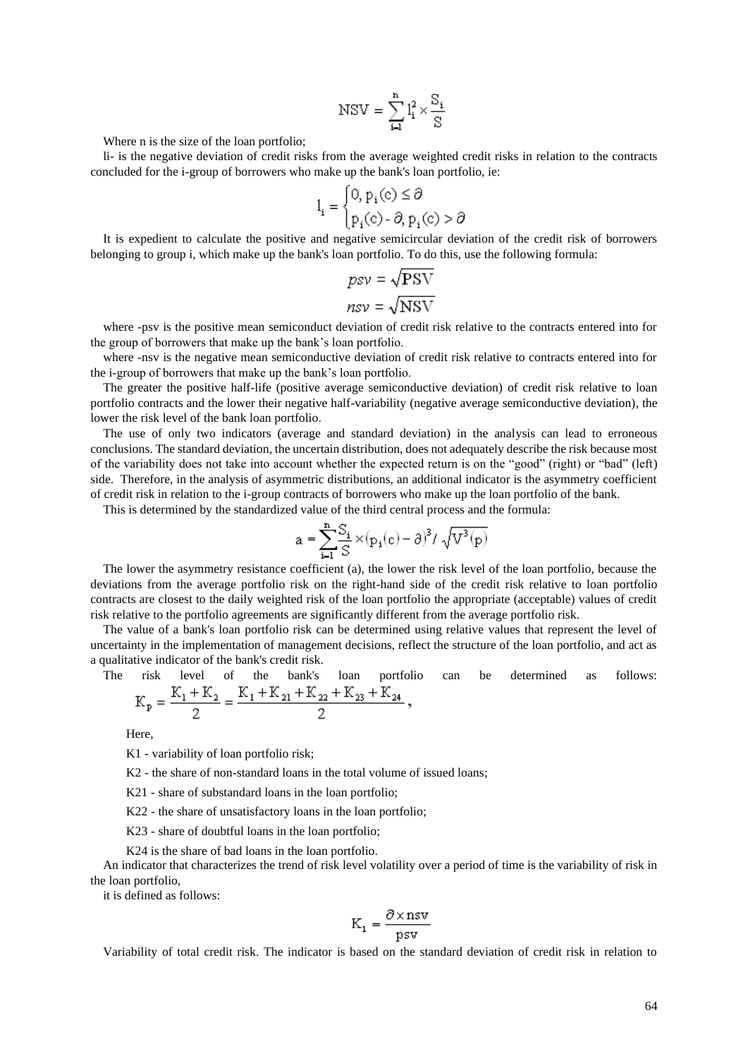$$NSV = \sum_{i=1}^{n} l_i^2 \times \frac{S_i}{S}$$

Where n is the size of the loan portfolio;

li- is the negative deviation of credit risks from the average weighted credit risks in relation to the contracts concluded for the i-group of borrowers who make up the bank's loan portfolio, ie:

$$l_i = \begin{cases} 0, p_i(c) \le \partial \\ p_i(c) - \partial, p_i(c) > \partial \end{cases}$$

It is expedient to calculate the positive and negative semicircular deviation of the credit risk of borrowers belonging to group i, which make up the bank's loan portfolio. To do this, use the following formula:

$$psv = \sqrt{PSV}$$

$$nsv = \sqrt{NSV}$$

where -psv is the positive mean semiconduct deviation of credit risk relative to the contracts entered into for the group of borrowers that make up the bank’s loan portfolio.

where -nsv is the negative mean semiconductive deviation of credit risk relative to contracts entered into for the i-group of borrowers that make up the bank’s loan portfolio.

The greater the positive half-life (positive average semiconductive deviation) of credit risk relative to loan portfolio contracts and the lower their negative half-variability (negative average semiconductive deviation), the lower the risk level of the bank loan portfolio.

The use of only two indicators (average and standard deviation) in the analysis can lead to erroneous conclusions. The standard deviation, the uncertain distribution, does not adequately describe the risk because most of the variability does not take into account whether the expected return is on the “good” (right) or “bad” (left) side. Therefore, in the analysis of asymmetric distributions, an additional indicator is the asymmetry coefficient of credit risk in relation to the i-group contracts of borrowers who make up the loan portfolio of the bank.

This is determined by the standardized value of the third central process and the formula:

$$a = \sum_{i=1}^{n} \frac{S_i}{S} \times (p_i(c) - \partial)^3 / \sqrt{V^3(p)}$$

The lower the asymmetry resistance coefficient (a), the lower the risk level of the loan portfolio, because the deviations from the average portfolio risk on the right-hand side of the credit risk relative to loan portfolio contracts are closest to the daily weighted risk of the loan portfolio the appropriate (acceptable) values of credit risk relative to the portfolio agreements are significantly different from the average portfolio risk.

The value of a bank's loan portfolio risk can be determined using relative values that represent the level of uncertainty in the implementation of management decisions, reflect the structure of the loan portfolio, and act as a qualitative indicator of the bank's credit risk.

The risk level of the bank's loan portfolio can be determined as follows:

$$K_p = \frac{K_1 + K_2}{2} = \frac{K_1 + K_{21} + K_{22} + K_{23} + K_{24}}{2},$$

Here,

K1 - variability of loan portfolio risk;

K2 - the share of non-standard loans in the total volume of issued loans;

K21 - share of substandard loans in the loan portfolio;

K22 - the share of unsatisfactory loans in the loan portfolio;

K23 - share of doubtful loans in the loan portfolio;

K24 is the share of bad loans in the loan portfolio.

An indicator that characterizes the trend of risk level volatility over a period of time is the variability of risk in the loan portfolio,

it is defined as follows:

$$K_1 = \frac{\partial \times nsv}{psv}$$

Variability of total credit risk. The indicator is based on the standard deviation of credit risk in relation to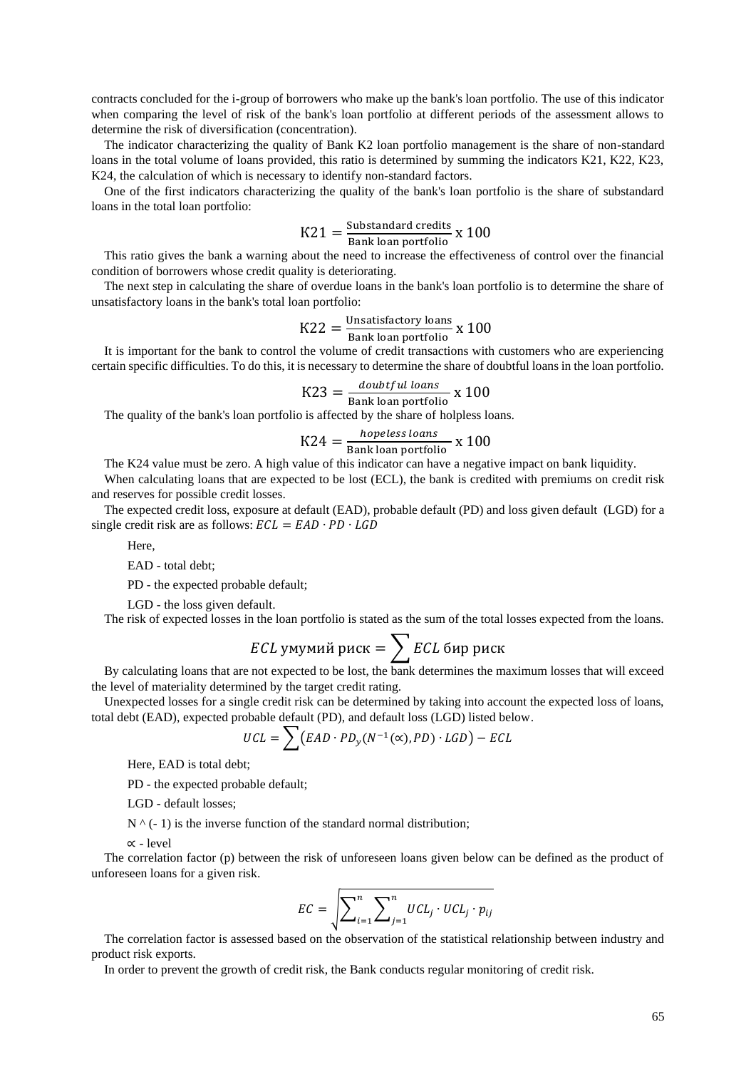contracts concluded for the i-group of borrowers who make up the bank's loan portfolio. The use of this indicator when comparing the level of risk of the bank's loan portfolio at different periods of the assessment allows to determine the risk of diversification (concentration).

The indicator characterizing the quality of Bank K2 loan portfolio management is the share of non-standard loans in the total volume of loans provided, this ratio is determined by summing the indicators K21, K22, K23, K24, the calculation of which is necessary to identify non-standard factors.

One of the first indicators characterizing the quality of the bank's loan portfolio is the share of substandard loans in the total loan portfolio:

$$\text{К}21 = \frac{\text{Substandard credits}}{\text{Bank loan portfolio}} \text{ x } 100$$

This ratio gives the bank a warning about the need to increase the effectiveness of control over the financial condition of borrowers whose credit quality is deteriorating.

The next step in calculating the share of overdue loans in the bank's loan portfolio is to determine the share of unsatisfactory loans in the bank's total loan portfolio:

$$\text{К}22 = \frac{\text{Unsatisfactory loans}}{\text{Bank loan portfolio}} \text{ x } 100$$

It is important for the bank to control the volume of credit transactions with customers who are experiencing certain specific difficulties. To do this, it is necessary to determine the share of doubtful loans in the loan portfolio.

$$\text{К}23 = \frac{doubtful\ loans}{\text{Bank loan portfolio}} \text{ x } 100$$

The quality of the bank's loan portfolio is affected by the share of holpless loans.

$$\text{К}24 = \frac{hopeless\ loans}{\text{Bank loan portfolio}} \text{ x } 100$$

The K24 value must be zero. A high value of this indicator can have a negative impact on bank liquidity.

When calculating loans that are expected to be lost (ECL), the bank is credited with premiums on credit risk and reserves for possible credit losses.

The expected credit loss, exposure at default (EAD), probable default (PD) and loss given default (LGD) for a single credit risk are as follows: $ECL = EAD \cdot PD \cdot LGD$

Here,

EAD - total debt;

PD - the expected probable default;

LGD - the loss given default.

The risk of expected losses in the loan portfolio is stated as the sum of the total losses expected from the loans.

$$ECL \text{ умумий риск} = \sum ECL \text{ бир риск}$$

By calculating loans that are not expected to be lost, the bank determines the maximum losses that will exceed the level of materiality determined by the target credit rating.

Unexpected losses for a single credit risk can be determined by taking into account the expected loss of loans, total debt (EAD), expected probable default (PD), and default loss (LGD) listed below.

$$UCL = \sum \left(EAD \cdot PD_y(N^{-1}(\propto), PD) \cdot LGD\right) - ECL$$

Here, EAD is total debt;

PD - the expected probable default;

LGD - default losses;

N ^ (- 1) is the inverse function of the standard normal distribution;

∝ - level

The correlation factor (p) between the risk of unforeseen loans given below can be defined as the product of unforeseen loans for a given risk.

$$EC = \sqrt{\sum_{i=1}^{n} \sum_{j=1}^{n} UCL_j \cdot UCL_j \cdot p_{ij}}$$

The correlation factor is assessed based on the observation of the statistical relationship between industry and product risk exports.

In order to prevent the growth of credit risk, the Bank conducts regular monitoring of credit risk.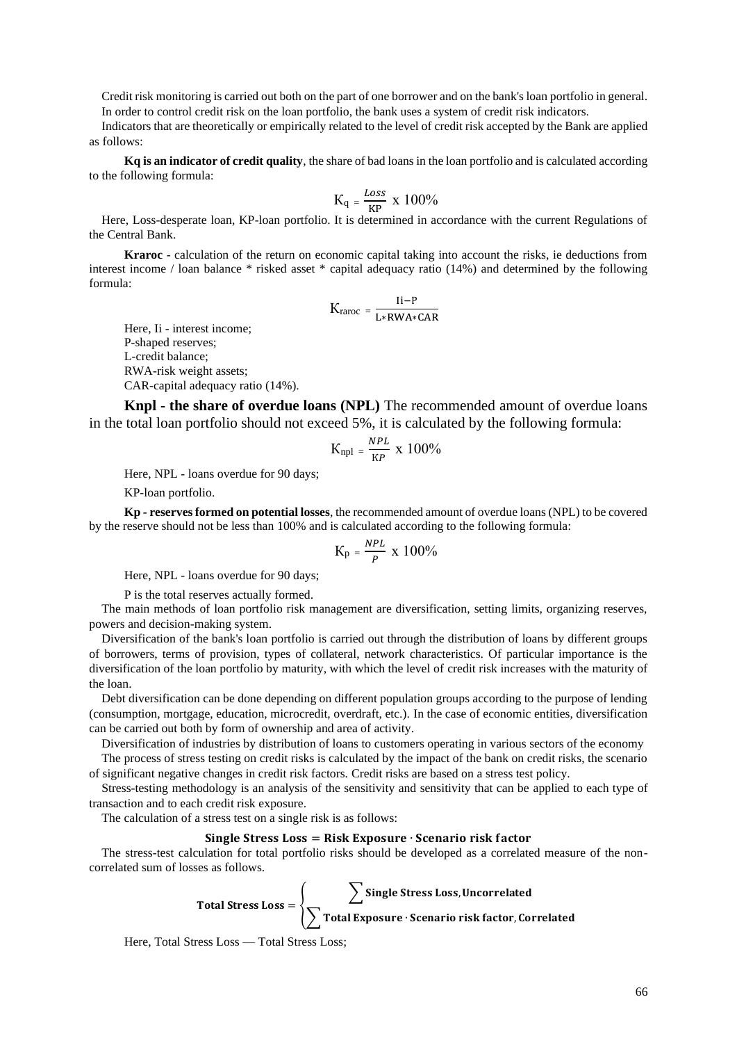Credit risk monitoring is carried out both on the part of one borrower and on the bank's loan portfolio in general. In order to control credit risk on the loan portfolio, the bank uses a system of credit risk indicators.

Indicators that are theoretically or empirically related to the level of credit risk accepted by the Bank are applied as follows:

**Kq is an indicator of credit quality**, the share of bad loans in the loan portfolio and is calculated according to the following formula:

$$K_q = \frac{Loss}{KP} \text{ x } 100\%$$

Here, Loss-desperate loan, KP-loan portfolio. It is determined in accordance with the current Regulations of the Central Bank.

**Kraroc** - calculation of the return on economic capital taking into account the risks, ie deductions from interest income / loan balance * risked asset * capital adequacy ratio (14%) and determined by the following formula:

$$K_{raroc} = \frac{Ii - P}{L * RWA * CAR}$$

Here, Ii - interest income;

P-shaped reserves;

L-credit balance;

RWA-risk weight assets;

CAR-capital adequacy ratio (14%).

**Knpl - the share of overdue loans (NPL)** The recommended amount of overdue loans in the total loan portfolio should not exceed 5%, it is calculated by the following formula:

$$K_{npl} = \frac{NPL}{KP} \text{ x } 100\%$$

Here, NPL - loans overdue for 90 days;

KP-loan portfolio.

**Kp - reserves formed on potential losses**, the recommended amount of overdue loans (NPL) to be covered by the reserve should not be less than 100% and is calculated according to the following formula:

$$K_p = \frac{NPL}{P} \text{ x } 100\%$$

Here, NPL - loans overdue for 90 days;

P is the total reserves actually formed.

The main methods of loan portfolio risk management are diversification, setting limits, organizing reserves, powers and decision-making system.

Diversification of the bank's loan portfolio is carried out through the distribution of loans by different groups of borrowers, terms of provision, types of collateral, network characteristics. Of particular importance is the diversification of the loan portfolio by maturity, with which the level of credit risk increases with the maturity of the loan.

Debt diversification can be done depending on different population groups according to the purpose of lending (consumption, mortgage, education, microcredit, overdraft, etc.). In the case of economic entities, diversification can be carried out both by form of ownership and area of activity.

Diversification of industries by distribution of loans to customers operating in various sectors of the economy

The process of stress testing on credit risks is calculated by the impact of the bank on credit risks, the scenario of significant negative changes in credit risk factors. Credit risks are based on a stress test policy.

Stress-testing methodology is an analysis of the sensitivity and sensitivity that can be applied to each type of transaction and to each credit risk exposure.

The calculation of a stress test on a single risk is as follows:

$$\textbf{Single Stress Loss} = \textbf{Risk Exposure} \cdot \textbf{Scenario risk factor}$$

The stress-test calculation for total portfolio risks should be developed as a correlated measure of the non-correlated sum of losses as follows.

$$\textbf{Total Stress Loss} = \begin{cases} \sum \textbf{Single Stress Loss, Uncorrelated} \\ \sum \textbf{Total Exposure} \cdot \textbf{Scenario risk factor, Correlated} \end{cases}$$

Here, Total Stress Loss — Total Stress Loss;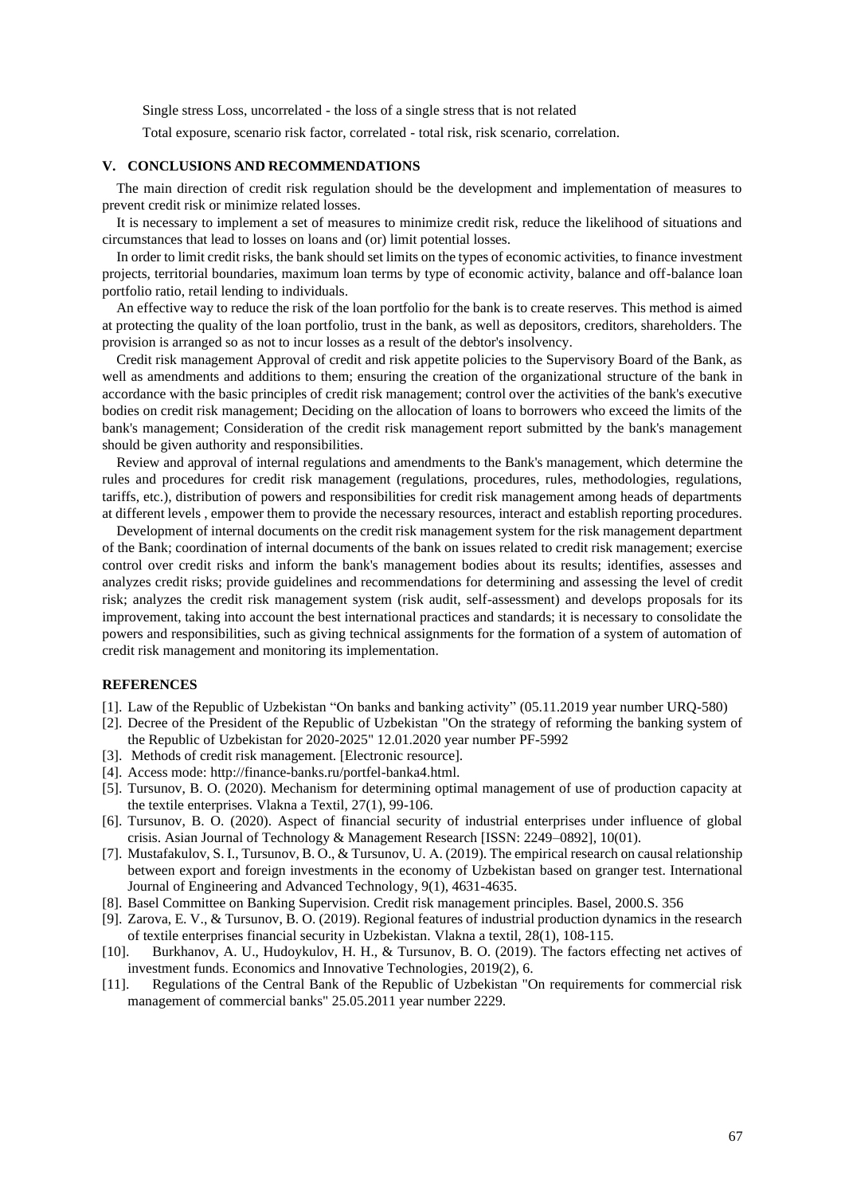Single stress Loss, uncorrelated - the loss of a single stress that is not related

Total exposure, scenario risk factor, correlated - total risk, risk scenario, correlation.

## V. CONCLUSIONS AND RECOMMENDATIONS

The main direction of credit risk regulation should be the development and implementation of measures to prevent credit risk or minimize related losses.

It is necessary to implement a set of measures to minimize credit risk, reduce the likelihood of situations and circumstances that lead to losses on loans and (or) limit potential losses.

In order to limit credit risks, the bank should set limits on the types of economic activities, to finance investment projects, territorial boundaries, maximum loan terms by type of economic activity, balance and off-balance loan portfolio ratio, retail lending to individuals.

An effective way to reduce the risk of the loan portfolio for the bank is to create reserves. This method is aimed at protecting the quality of the loan portfolio, trust in the bank, as well as depositors, creditors, shareholders. The provision is arranged so as not to incur losses as a result of the debtor's insolvency.

Credit risk management Approval of credit and risk appetite policies to the Supervisory Board of the Bank, as well as amendments and additions to them; ensuring the creation of the organizational structure of the bank in accordance with the basic principles of credit risk management; control over the activities of the bank's executive bodies on credit risk management; Deciding on the allocation of loans to borrowers who exceed the limits of the bank's management; Consideration of the credit risk management report submitted by the bank's management should be given authority and responsibilities.

Review and approval of internal regulations and amendments to the Bank's management, which determine the rules and procedures for credit risk management (regulations, procedures, rules, methodologies, regulations, tariffs, etc.), distribution of powers and responsibilities for credit risk management among heads of departments at different levels , empower them to provide the necessary resources, interact and establish reporting procedures.

Development of internal documents on the credit risk management system for the risk management department of the Bank; coordination of internal documents of the bank on issues related to credit risk management; exercise control over credit risks and inform the bank's management bodies about its results; identifies, assesses and analyzes credit risks; provide guidelines and recommendations for determining and assessing the level of credit risk; analyzes the credit risk management system (risk audit, self-assessment) and develops proposals for its improvement, taking into account the best international practices and standards; it is necessary to consolidate the powers and responsibilities, such as giving technical assignments for the formation of a system of automation of credit risk management and monitoring its implementation.

## REFERENCES

[1]. Law of the Republic of Uzbekistan “On banks and banking activity” (05.11.2019 year number URQ-580)

[2]. Decree of the President of the Republic of Uzbekistan "On the strategy of reforming the banking system of the Republic of Uzbekistan for 2020-2025" 12.01.2020 year number PF-5992

[3]. Methods of credit risk management. [Electronic resource].

[4]. Access mode: http://finance-banks.ru/portfel-banka4.html.

[5]. Tursunov, B. O. (2020). Mechanism for determining optimal management of use of production capacity at the textile enterprises. Vlakna a Textil, 27(1), 99-106.

[6]. Tursunov, B. O. (2020). Aspect of financial security of industrial enterprises under influence of global crisis. Asian Journal of Technology & Management Research [ISSN: 2249–0892], 10(01).

[7]. Mustafakulov, S. I., Tursunov, B. O., & Tursunov, U. A. (2019). The empirical research on causal relationship between export and foreign investments in the economy of Uzbekistan based on granger test. International Journal of Engineering and Advanced Technology, 9(1), 4631-4635.

[8]. Basel Committee on Banking Supervision. Credit risk management principles. Basel, 2000.S. 356

[9]. Zarova, E. V., & Tursunov, B. O. (2019). Regional features of industrial production dynamics in the research of textile enterprises financial security in Uzbekistan. Vlakna a textil, 28(1), 108-115.

[10]. Burkhanov, A. U., Hudoykulov, H. H., & Tursunov, B. O. (2019). The factors effecting net actives of investment funds. Economics and Innovative Technologies, 2019(2), 6.

[11]. Regulations of the Central Bank of the Republic of Uzbekistan "On requirements for commercial risk management of commercial banks" 25.05.2011 year number 2229.